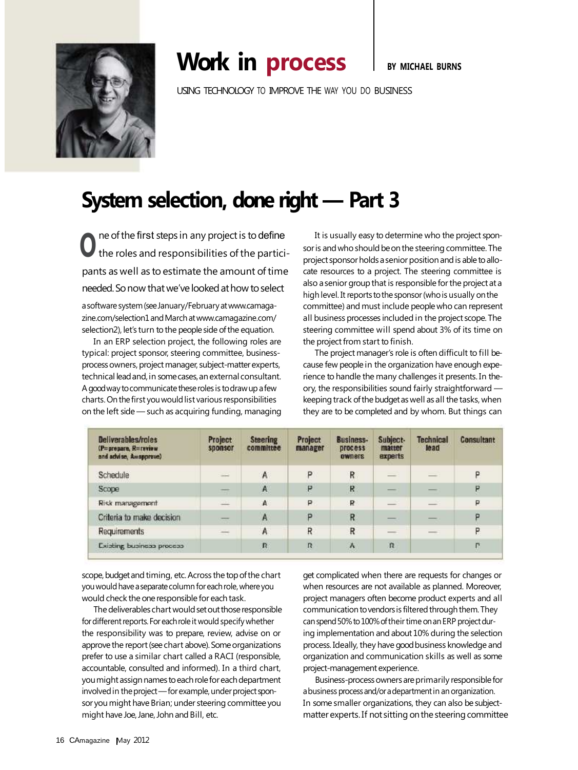# Work in process

BY MICHAEL BURNS

USING TECHNOLOGY TO IMPROVE THE WAY YOU DO BUSINESS

## System selection, done right — Part 3

One of the first steps in any project is to define the roles and responsibilities of the participants as well as to estimate the amount of time needed. So now that we've looked at how to select a software system (see January/February at www.camagazine.com/selection1 and March at www.camagazine.com/selection2), let's turn to the people side of the equation.

In an ERP selection project, the following roles are typical: project sponsor, steering committee, business-process owners, project manager, subject-matter experts, technical lead and, in some cases, an external consultant. A good way to communicate these roles is to draw up a few charts. On the first you would list various responsibilities on the left side — such as acquiring funding, managing scope, budget and timing, etc. Across the top of the chart you would have a separate column for each role, where you would check the one responsible for each task.

The deliverables chart would set out those responsible for different reports. For each role it would specify whether the responsibility was to prepare, review, advise on or approve the report (see chart above). Some organizations prefer to use a similar chart called a RACI (responsible, accountable, consulted and informed). In a third chart, you might assign names to each role for each department involved in the project — for example, under project sponsor you might have Brian; under steering committee you might have Joe, Jane, John and Bill, etc.

| Deliverables/roles (P=prepare, R=review and advise, A=approve) | Project sponsor | Steering committee | Project manager | Business-process owners | Subject-matter experts | Technical lead | Consultant |
|---|---|---|---|---|---|---|---|
| Schedule | — | A | P | R | — | — | P |
| Scope | — | A | P | R | — | — | P |
| Risk management | — | A | P | R | — | — | P |
| Criteria to make decision | — | A | P | R | — | — | P |
| Requirements | — | A | R | R | — | — | P |
| Existing business process | | R | R | A | R | | P |

It is usually easy to determine who the project sponsor is and who should be on the steering committee. The project sponsor holds a senior position and is able to allocate resources to a project. The steering committee is also a senior group that is responsible for the project at a high level. It reports to the sponsor (who is usually on the committee) and must include people who can represent all business processes included in the project scope. The steering committee will spend about 3% of its time on the project from start to finish.

The project manager's role is often difficult to fill because few people in the organization have enough experience to handle the many challenges it presents. In theory, the responsibilities sound fairly straightforward — keeping track of the budget as well as all the tasks, when they are to be completed and by whom. But things can get complicated when there are requests for changes or when resources are not available as planned. Moreover, project managers often become product experts and all communication to vendors is filtered through them. They can spend 50% to 100% of their time on an ERP project during implementation and about 10% during the selection process. Ideally, they have good business knowledge and organization and communication skills as well as some project-management experience.

Business-process owners are primarily responsible for a business process and/or a department in an organization. In some smaller organizations, they can also be subject-matter experts. If not sitting on the steering committee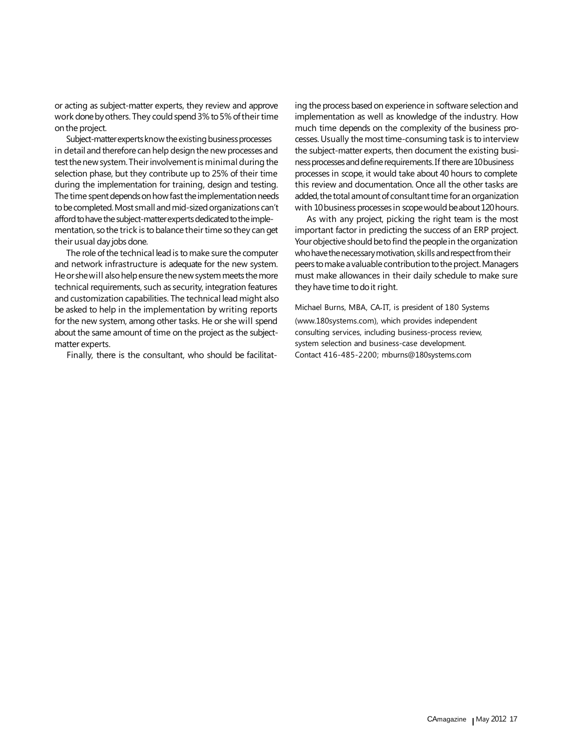or acting as subject-matter experts, they review and approve work done by others. They could spend 3% to 5% of their time on the project.

Subject-matter experts know the existing business processes in detail and therefore can help design the new processes and test the new system. Their involvement is minimal during the selection phase, but they contribute up to 25% of their time during the implementation for training, design and testing. The time spent depends on how fast the implementation needs to be completed. Most small and mid-sized organizations can't afford to have the subject-matter experts dedicated to the implementation, so the trick is to balance their time so they can get their usual day jobs done.

The role of the technical lead is to make sure the computer and network infrastructure is adequate for the new system. He or she will also help ensure the new system meets the more technical requirements, such as security, integration features and customization capabilities. The technical lead might also be asked to help in the implementation by writing reports for the new system, among other tasks. He or she will spend about the same amount of time on the project as the subject-matter experts.

Finally, there is the consultant, who should be facilitating the process based on experience in software selection and implementation as well as knowledge of the industry. How much time depends on the complexity of the business processes. Usually the most time-consuming task is to interview the subject-matter experts, then document the existing business processes and define requirements. If there are 10 business processes in scope, it would take about 40 hours to complete this review and documentation. Once all the other tasks are added, the total amount of consultant time for an organization with 10 business processes in scope would be about 120 hours.

As with any project, picking the right team is the most important factor in predicting the success of an ERP project. Your objective should be to find the people in the organization who have the necessary motivation, skills and respect from their peers to make a valuable contribution to the project. Managers must make allowances in their daily schedule to make sure they have time to do it right.

Michael Burns, MBA, CA•IT, is president of 180 Systems (www.180systems.com), which provides independent consulting services, including business-process review, system selection and business-case development. Contact 416-485-2200; mburns@180systems.com